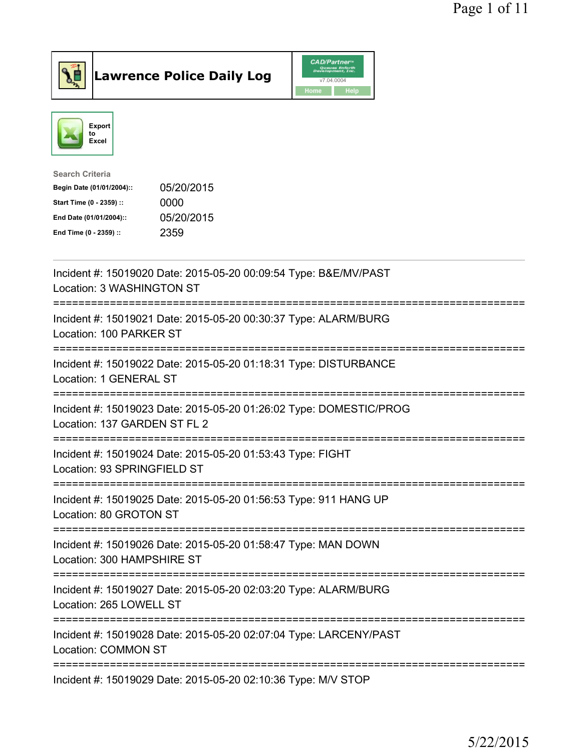# Lawrence Police Daily Log

CAD/Partner v7.04.0004

Home Help

Export to Excel

Search Criteria

| | |
|---|---|
| **Begin Date (01/01/2004)::** | 05/20/2015 |
| **Start Time (0 - 2359) ::** | 0000 |
| **End Date (01/01/2004)::** | 05/20/2015 |
| **End Time (0 - 2359) ::** | 2359 |

---

Incident #: 15019020 Date: 2015-05-20 00:09:54 Type: B&E/MV/PAST
Location: 3 WASHINGTON ST

===========================================================================

Incident #: 15019021 Date: 2015-05-20 00:30:37 Type: ALARM/BURG
Location: 100 PARKER ST

===========================================================================

Incident #: 15019022 Date: 2015-05-20 01:18:31 Type: DISTURBANCE
Location: 1 GENERAL ST

===========================================================================

Incident #: 15019023 Date: 2015-05-20 01:26:02 Type: DOMESTIC/PROG
Location: 137 GARDEN ST FL 2

===========================================================================

Incident #: 15019024 Date: 2015-05-20 01:53:43 Type: FIGHT
Location: 93 SPRINGFIELD ST

===========================================================================

Incident #: 15019025 Date: 2015-05-20 01:56:53 Type: 911 HANG UP
Location: 80 GROTON ST

===========================================================================

Incident #: 15019026 Date: 2015-05-20 01:58:47 Type: MAN DOWN
Location: 300 HAMPSHIRE ST

===========================================================================

Incident #: 15019027 Date: 2015-05-20 02:03:20 Type: ALARM/BURG
Location: 265 LOWELL ST

===========================================================================

Incident #: 15019028 Date: 2015-05-20 02:07:04 Type: LARCENY/PAST
Location: COMMON ST

===========================================================================

Incident #: 15019029 Date: 2015-05-20 02:10:36 Type: M/V STOP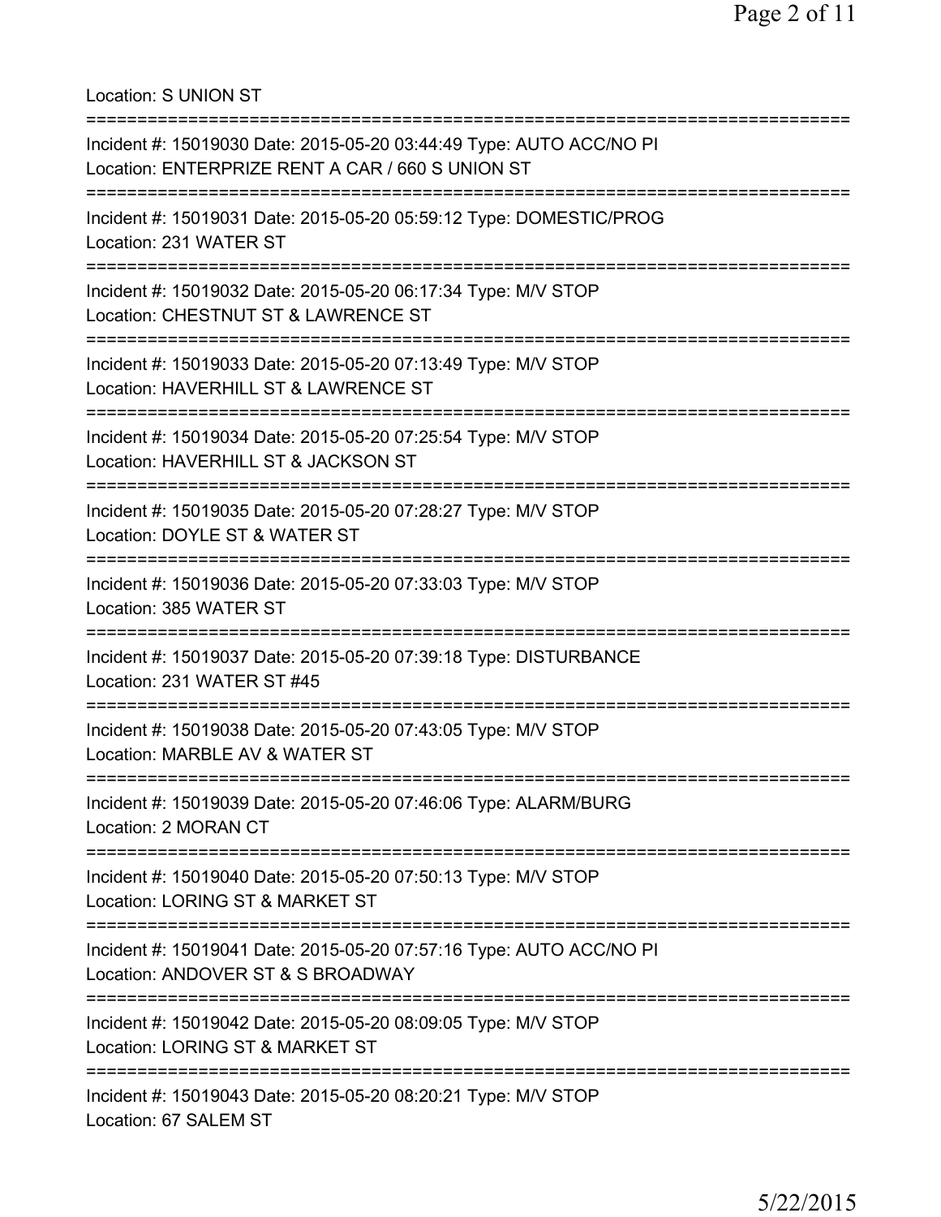Location: S UNION ST

===========================================================================

Incident #: 15019030 Date: 2015-05-20 03:44:49 Type: AUTO ACC/NO PI
Location: ENTERPRIZE RENT A CAR / 660 S UNION ST

===========================================================================

Incident #: 15019031 Date: 2015-05-20 05:59:12 Type: DOMESTIC/PROG
Location: 231 WATER ST

===========================================================================

Incident #: 15019032 Date: 2015-05-20 06:17:34 Type: M/V STOP
Location: CHESTNUT ST & LAWRENCE ST

===========================================================================

Incident #: 15019033 Date: 2015-05-20 07:13:49 Type: M/V STOP
Location: HAVERHILL ST & LAWRENCE ST

===========================================================================

Incident #: 15019034 Date: 2015-05-20 07:25:54 Type: M/V STOP
Location: HAVERHILL ST & JACKSON ST

===========================================================================

Incident #: 15019035 Date: 2015-05-20 07:28:27 Type: M/V STOP
Location: DOYLE ST & WATER ST

===========================================================================

Incident #: 15019036 Date: 2015-05-20 07:33:03 Type: M/V STOP
Location: 385 WATER ST

===========================================================================

Incident #: 15019037 Date: 2015-05-20 07:39:18 Type: DISTURBANCE
Location: 231 WATER ST #45

===========================================================================

Incident #: 15019038 Date: 2015-05-20 07:43:05 Type: M/V STOP
Location: MARBLE AV & WATER ST

===========================================================================

Incident #: 15019039 Date: 2015-05-20 07:46:06 Type: ALARM/BURG
Location: 2 MORAN CT

===========================================================================

Incident #: 15019040 Date: 2015-05-20 07:50:13 Type: M/V STOP
Location: LORING ST & MARKET ST

===========================================================================

Incident #: 15019041 Date: 2015-05-20 07:57:16 Type: AUTO ACC/NO PI
Location: ANDOVER ST & S BROADWAY

===========================================================================

Incident #: 15019042 Date: 2015-05-20 08:09:05 Type: M/V STOP
Location: LORING ST & MARKET ST

===========================================================================

Incident #: 15019043 Date: 2015-05-20 08:20:21 Type: M/V STOP
Location: 67 SALEM ST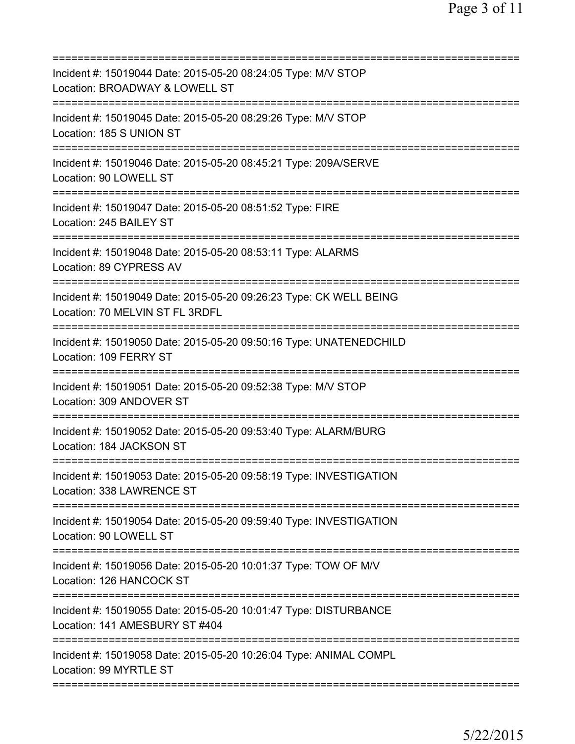===========================================================================
Incident #: 15019044 Date: 2015-05-20 08:24:05 Type: M/V STOP
Location: BROADWAY & LOWELL ST
===========================================================================
Incident #: 15019045 Date: 2015-05-20 08:29:26 Type: M/V STOP
Location: 185 S UNION ST
===========================================================================
Incident #: 15019046 Date: 2015-05-20 08:45:21 Type: 209A/SERVE
Location: 90 LOWELL ST
===========================================================================
Incident #: 15019047 Date: 2015-05-20 08:51:52 Type: FIRE
Location: 245 BAILEY ST
===========================================================================
Incident #: 15019048 Date: 2015-05-20 08:53:11 Type: ALARMS
Location: 89 CYPRESS AV
===========================================================================
Incident #: 15019049 Date: 2015-05-20 09:26:23 Type: CK WELL BEING
Location: 70 MELVIN ST FL 3RDFL
===========================================================================
Incident #: 15019050 Date: 2015-05-20 09:50:16 Type: UNATENEDCHILD
Location: 109 FERRY ST
===========================================================================
Incident #: 15019051 Date: 2015-05-20 09:52:38 Type: M/V STOP
Location: 309 ANDOVER ST
===========================================================================
Incident #: 15019052 Date: 2015-05-20 09:53:40 Type: ALARM/BURG
Location: 184 JACKSON ST
===========================================================================
Incident #: 15019053 Date: 2015-05-20 09:58:19 Type: INVESTIGATION
Location: 338 LAWRENCE ST
===========================================================================
Incident #: 15019054 Date: 2015-05-20 09:59:40 Type: INVESTIGATION
Location: 90 LOWELL ST
===========================================================================
Incident #: 15019056 Date: 2015-05-20 10:01:37 Type: TOW OF M/V
Location: 126 HANCOCK ST
===========================================================================
Incident #: 15019055 Date: 2015-05-20 10:01:47 Type: DISTURBANCE
Location: 141 AMESBURY ST #404
===========================================================================
Incident #: 15019058 Date: 2015-05-20 10:26:04 Type: ANIMAL COMPL
Location: 99 MYRTLE ST
===========================================================================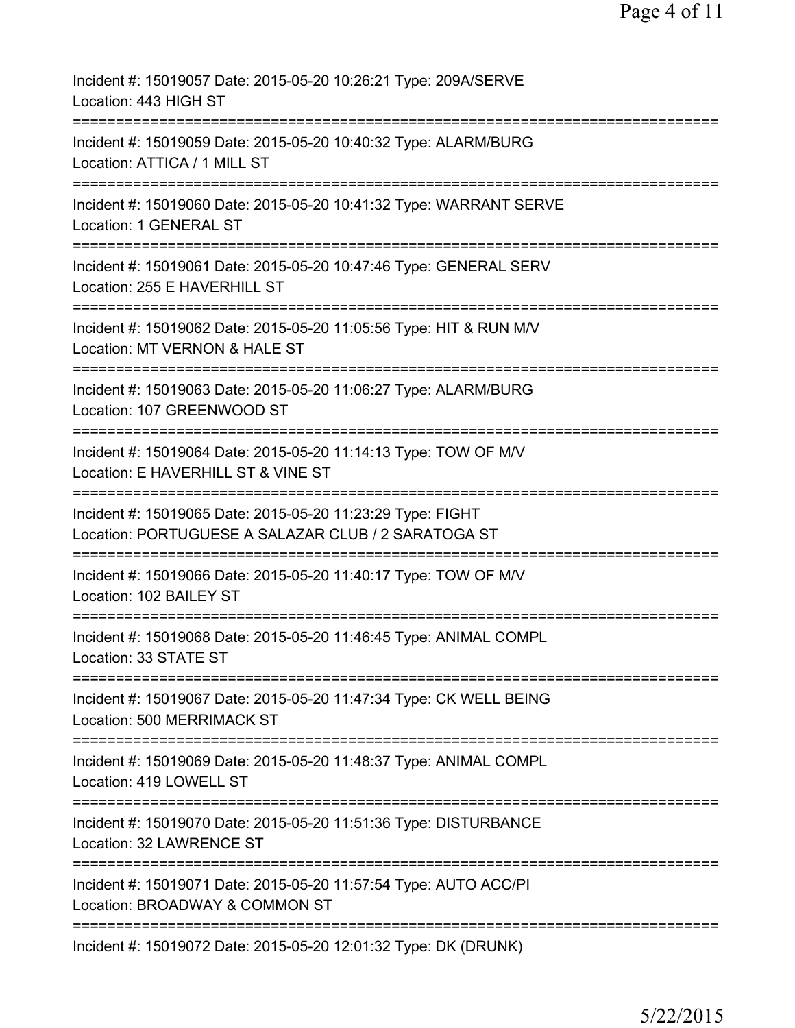Incident #: 15019057 Date: 2015-05-20 10:26:21 Type: 209A/SERVE
Location: 443 HIGH ST

===========================================================================

Incident #: 15019059 Date: 2015-05-20 10:40:32 Type: ALARM/BURG
Location: ATTICA / 1 MILL ST

===========================================================================

Incident #: 15019060 Date: 2015-05-20 10:41:32 Type: WARRANT SERVE
Location: 1 GENERAL ST

===========================================================================

Incident #: 15019061 Date: 2015-05-20 10:47:46 Type: GENERAL SERV
Location: 255 E HAVERHILL ST

===========================================================================

Incident #: 15019062 Date: 2015-05-20 11:05:56 Type: HIT & RUN M/V
Location: MT VERNON & HALE ST

===========================================================================

Incident #: 15019063 Date: 2015-05-20 11:06:27 Type: ALARM/BURG
Location: 107 GREENWOOD ST

===========================================================================

Incident #: 15019064 Date: 2015-05-20 11:14:13 Type: TOW OF M/V
Location: E HAVERHILL ST & VINE ST

===========================================================================

Incident #: 15019065 Date: 2015-05-20 11:23:29 Type: FIGHT
Location: PORTUGUESE A SALAZAR CLUB / 2 SARATOGA ST

===========================================================================

Incident #: 15019066 Date: 2015-05-20 11:40:17 Type: TOW OF M/V
Location: 102 BAILEY ST

===========================================================================

Incident #: 15019068 Date: 2015-05-20 11:46:45 Type: ANIMAL COMPL
Location: 33 STATE ST

===========================================================================

Incident #: 15019067 Date: 2015-05-20 11:47:34 Type: CK WELL BEING
Location: 500 MERRIMACK ST

===========================================================================

Incident #: 15019069 Date: 2015-05-20 11:48:37 Type: ANIMAL COMPL
Location: 419 LOWELL ST

===========================================================================

Incident #: 15019070 Date: 2015-05-20 11:51:36 Type: DISTURBANCE
Location: 32 LAWRENCE ST

===========================================================================

Incident #: 15019071 Date: 2015-05-20 11:57:54 Type: AUTO ACC/PI
Location: BROADWAY & COMMON ST

===========================================================================

Incident #: 15019072 Date: 2015-05-20 12:01:32 Type: DK (DRUNK)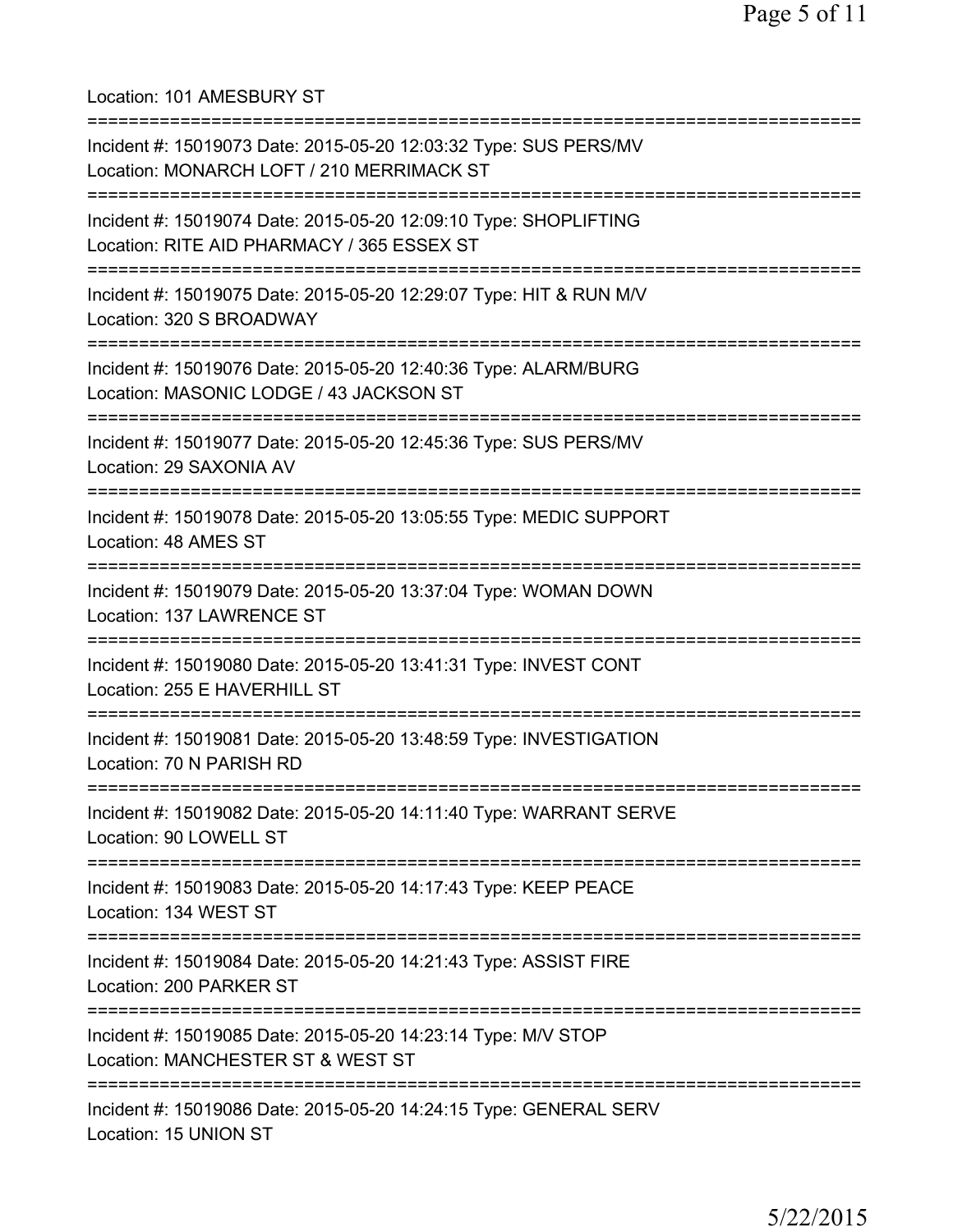Location: 101 AMESBURY ST

===========================================================================

Incident #: 15019073 Date: 2015-05-20 12:03:32 Type: SUS PERS/MV
Location: MONARCH LOFT / 210 MERRIMACK ST

===========================================================================

Incident #: 15019074 Date: 2015-05-20 12:09:10 Type: SHOPLIFTING
Location: RITE AID PHARMACY / 365 ESSEX ST

===========================================================================

Incident #: 15019075 Date: 2015-05-20 12:29:07 Type: HIT & RUN M/V
Location: 320 S BROADWAY

===========================================================================

Incident #: 15019076 Date: 2015-05-20 12:40:36 Type: ALARM/BURG
Location: MASONIC LODGE / 43 JACKSON ST

===========================================================================

Incident #: 15019077 Date: 2015-05-20 12:45:36 Type: SUS PERS/MV
Location: 29 SAXONIA AV

===========================================================================

Incident #: 15019078 Date: 2015-05-20 13:05:55 Type: MEDIC SUPPORT
Location: 48 AMES ST

===========================================================================

Incident #: 15019079 Date: 2015-05-20 13:37:04 Type: WOMAN DOWN
Location: 137 LAWRENCE ST

===========================================================================

Incident #: 15019080 Date: 2015-05-20 13:41:31 Type: INVEST CONT
Location: 255 E HAVERHILL ST

===========================================================================

Incident #: 15019081 Date: 2015-05-20 13:48:59 Type: INVESTIGATION
Location: 70 N PARISH RD

===========================================================================

Incident #: 15019082 Date: 2015-05-20 14:11:40 Type: WARRANT SERVE
Location: 90 LOWELL ST

===========================================================================

Incident #: 15019083 Date: 2015-05-20 14:17:43 Type: KEEP PEACE
Location: 134 WEST ST

===========================================================================

Incident #: 15019084 Date: 2015-05-20 14:21:43 Type: ASSIST FIRE
Location: 200 PARKER ST

===========================================================================

Incident #: 15019085 Date: 2015-05-20 14:23:14 Type: M/V STOP
Location: MANCHESTER ST & WEST ST

===========================================================================

Incident #: 15019086 Date: 2015-05-20 14:24:15 Type: GENERAL SERV
Location: 15 UNION ST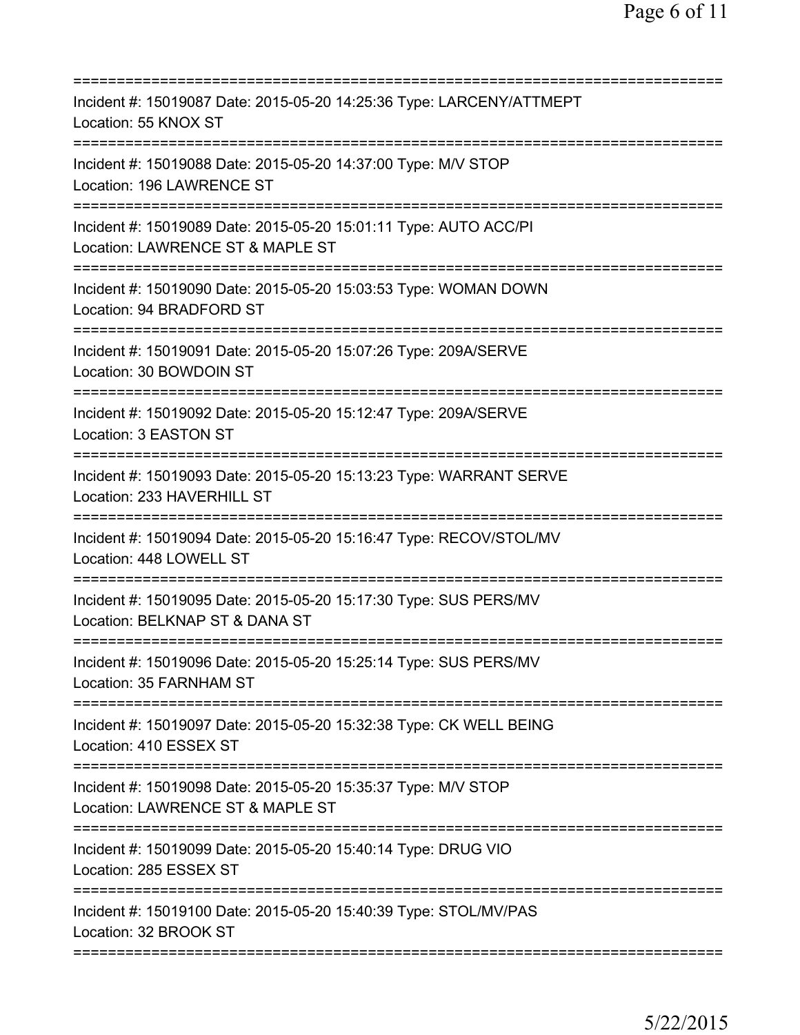==============================================================================
Incident #: 15019087 Date: 2015-05-20 14:25:36 Type: LARCENY/ATTMEPT
Location: 55 KNOX ST
==============================================================================
Incident #: 15019088 Date: 2015-05-20 14:37:00 Type: M/V STOP
Location: 196 LAWRENCE ST
==============================================================================
Incident #: 15019089 Date: 2015-05-20 15:01:11 Type: AUTO ACC/PI
Location: LAWRENCE ST & MAPLE ST
==============================================================================
Incident #: 15019090 Date: 2015-05-20 15:03:53 Type: WOMAN DOWN
Location: 94 BRADFORD ST
==============================================================================
Incident #: 15019091 Date: 2015-05-20 15:07:26 Type: 209A/SERVE
Location: 30 BOWDOIN ST
==============================================================================
Incident #: 15019092 Date: 2015-05-20 15:12:47 Type: 209A/SERVE
Location: 3 EASTON ST
==============================================================================
Incident #: 15019093 Date: 2015-05-20 15:13:23 Type: WARRANT SERVE
Location: 233 HAVERHILL ST
==============================================================================
Incident #: 15019094 Date: 2015-05-20 15:16:47 Type: RECOV/STOL/MV
Location: 448 LOWELL ST
==============================================================================
Incident #: 15019095 Date: 2015-05-20 15:17:30 Type: SUS PERS/MV
Location: BELKNAP ST & DANA ST
==============================================================================
Incident #: 15019096 Date: 2015-05-20 15:25:14 Type: SUS PERS/MV
Location: 35 FARNHAM ST
==============================================================================
Incident #: 15019097 Date: 2015-05-20 15:32:38 Type: CK WELL BEING
Location: 410 ESSEX ST
==============================================================================
Incident #: 15019098 Date: 2015-05-20 15:35:37 Type: M/V STOP
Location: LAWRENCE ST & MAPLE ST
==============================================================================
Incident #: 15019099 Date: 2015-05-20 15:40:14 Type: DRUG VIO
Location: 285 ESSEX ST
==============================================================================
Incident #: 15019100 Date: 2015-05-20 15:40:39 Type: STOL/MV/PAS
Location: 32 BROOK ST
==============================================================================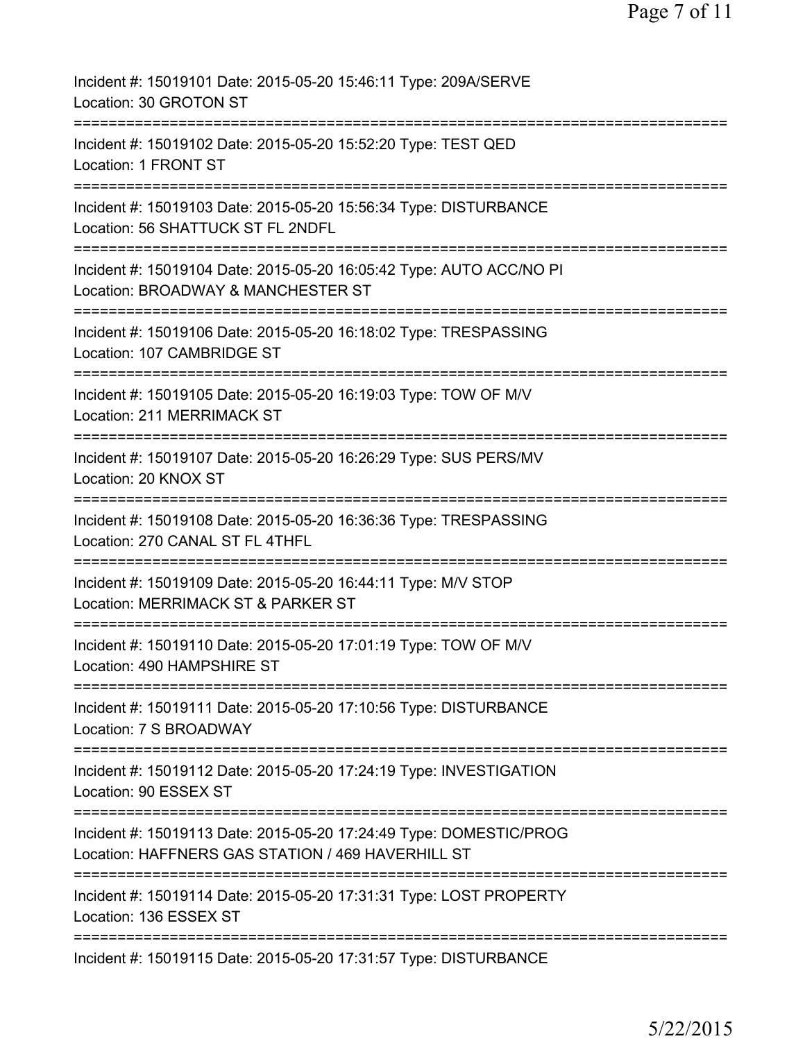Incident #: 15019101 Date: 2015-05-20 15:46:11 Type: 209A/SERVE
Location: 30 GROTON ST

===========================================================================

Incident #: 15019102 Date: 2015-05-20 15:52:20 Type: TEST QED
Location: 1 FRONT ST

===========================================================================

Incident #: 15019103 Date: 2015-05-20 15:56:34 Type: DISTURBANCE
Location: 56 SHATTUCK ST FL 2NDFL

===========================================================================

Incident #: 15019104 Date: 2015-05-20 16:05:42 Type: AUTO ACC/NO PI
Location: BROADWAY & MANCHESTER ST

===========================================================================

Incident #: 15019106 Date: 2015-05-20 16:18:02 Type: TRESPASSING
Location: 107 CAMBRIDGE ST

===========================================================================

Incident #: 15019105 Date: 2015-05-20 16:19:03 Type: TOW OF M/V
Location: 211 MERRIMACK ST

===========================================================================

Incident #: 15019107 Date: 2015-05-20 16:26:29 Type: SUS PERS/MV
Location: 20 KNOX ST

===========================================================================

Incident #: 15019108 Date: 2015-05-20 16:36:36 Type: TRESPASSING
Location: 270 CANAL ST FL 4THFL

===========================================================================

Incident #: 15019109 Date: 2015-05-20 16:44:11 Type: M/V STOP
Location: MERRIMACK ST & PARKER ST

===========================================================================

Incident #: 15019110 Date: 2015-05-20 17:01:19 Type: TOW OF M/V
Location: 490 HAMPSHIRE ST

===========================================================================

Incident #: 15019111 Date: 2015-05-20 17:10:56 Type: DISTURBANCE
Location: 7 S BROADWAY

===========================================================================

Incident #: 15019112 Date: 2015-05-20 17:24:19 Type: INVESTIGATION
Location: 90 ESSEX ST

===========================================================================

Incident #: 15019113 Date: 2015-05-20 17:24:49 Type: DOMESTIC/PROG
Location: HAFFNERS GAS STATION / 469 HAVERHILL ST

===========================================================================

Incident #: 15019114 Date: 2015-05-20 17:31:31 Type: LOST PROPERTY
Location: 136 ESSEX ST

===========================================================================

Incident #: 15019115 Date: 2015-05-20 17:31:57 Type: DISTURBANCE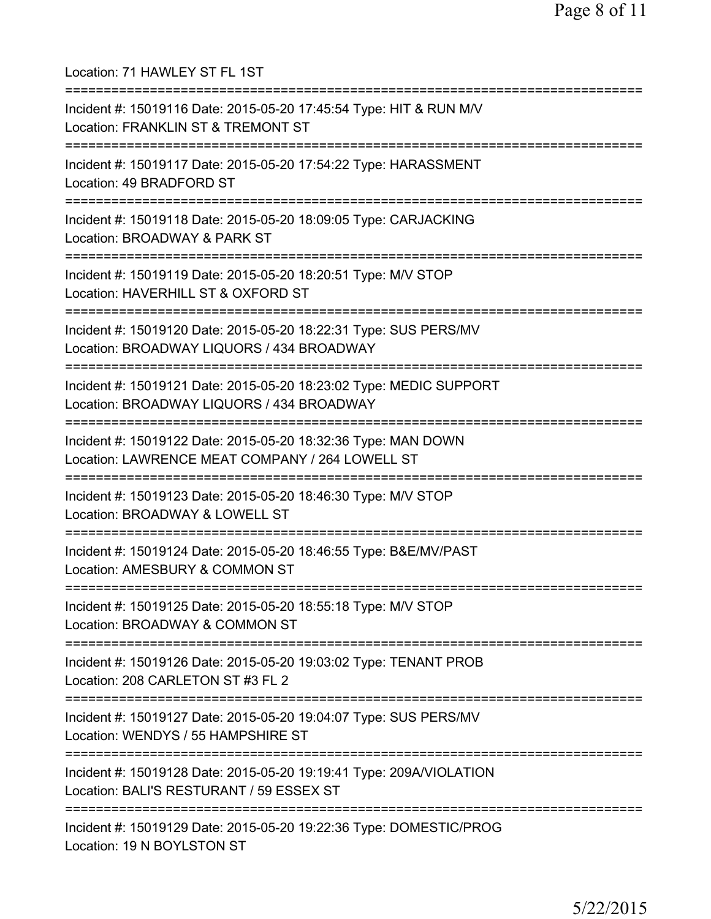Location: 71 HAWLEY ST FL 1ST

===========================================================================

Incident #: 15019116 Date: 2015-05-20 17:45:54 Type: HIT & RUN M/V
Location: FRANKLIN ST & TREMONT ST

===========================================================================

Incident #: 15019117 Date: 2015-05-20 17:54:22 Type: HARASSMENT
Location: 49 BRADFORD ST

===========================================================================

Incident #: 15019118 Date: 2015-05-20 18:09:05 Type: CARJACKING
Location: BROADWAY & PARK ST

===========================================================================

Incident #: 15019119 Date: 2015-05-20 18:20:51 Type: M/V STOP
Location: HAVERHILL ST & OXFORD ST

===========================================================================

Incident #: 15019120 Date: 2015-05-20 18:22:31 Type: SUS PERS/MV
Location: BROADWAY LIQUORS / 434 BROADWAY

===========================================================================

Incident #: 15019121 Date: 2015-05-20 18:23:02 Type: MEDIC SUPPORT
Location: BROADWAY LIQUORS / 434 BROADWAY

===========================================================================

Incident #: 15019122 Date: 2015-05-20 18:32:36 Type: MAN DOWN
Location: LAWRENCE MEAT COMPANY / 264 LOWELL ST

===========================================================================

Incident #: 15019123 Date: 2015-05-20 18:46:30 Type: M/V STOP
Location: BROADWAY & LOWELL ST

===========================================================================

Incident #: 15019124 Date: 2015-05-20 18:46:55 Type: B&E/MV/PAST
Location: AMESBURY & COMMON ST

===========================================================================

Incident #: 15019125 Date: 2015-05-20 18:55:18 Type: M/V STOP
Location: BROADWAY & COMMON ST

===========================================================================

Incident #: 15019126 Date: 2015-05-20 19:03:02 Type: TENANT PROB
Location: 208 CARLETON ST #3 FL 2

===========================================================================

Incident #: 15019127 Date: 2015-05-20 19:04:07 Type: SUS PERS/MV
Location: WENDYS / 55 HAMPSHIRE ST

===========================================================================

Incident #: 15019128 Date: 2015-05-20 19:19:41 Type: 209A/VIOLATION
Location: BALI'S RESTURANT / 59 ESSEX ST

===========================================================================

Incident #: 15019129 Date: 2015-05-20 19:22:36 Type: DOMESTIC/PROG
Location: 19 N BOYLSTON ST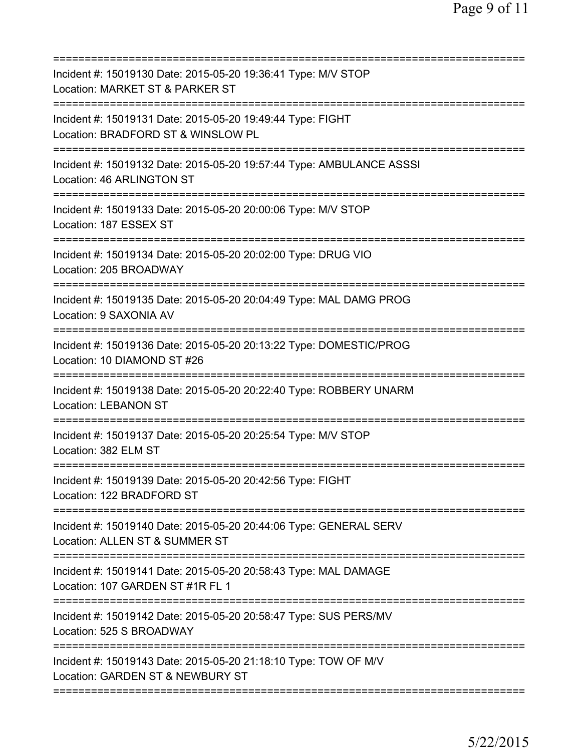===========================================================================
Incident #: 15019130 Date: 2015-05-20 19:36:41 Type: M/V STOP
Location: MARKET ST & PARKER ST
===========================================================================
Incident #: 15019131 Date: 2015-05-20 19:49:44 Type: FIGHT
Location: BRADFORD ST & WINSLOW PL
===========================================================================
Incident #: 15019132 Date: 2015-05-20 19:57:44 Type: AMBULANCE ASSSI
Location: 46 ARLINGTON ST
===========================================================================
Incident #: 15019133 Date: 2015-05-20 20:00:06 Type: M/V STOP
Location: 187 ESSEX ST
===========================================================================
Incident #: 15019134 Date: 2015-05-20 20:02:00 Type: DRUG VIO
Location: 205 BROADWAY
===========================================================================
Incident #: 15019135 Date: 2015-05-20 20:04:49 Type: MAL DAMG PROG
Location: 9 SAXONIA AV
===========================================================================
Incident #: 15019136 Date: 2015-05-20 20:13:22 Type: DOMESTIC/PROG
Location: 10 DIAMOND ST #26
===========================================================================
Incident #: 15019138 Date: 2015-05-20 20:22:40 Type: ROBBERY UNARM
Location: LEBANON ST
===========================================================================
Incident #: 15019137 Date: 2015-05-20 20:25:54 Type: M/V STOP
Location: 382 ELM ST
===========================================================================
Incident #: 15019139 Date: 2015-05-20 20:42:56 Type: FIGHT
Location: 122 BRADFORD ST
===========================================================================
Incident #: 15019140 Date: 2015-05-20 20:44:06 Type: GENERAL SERV
Location: ALLEN ST & SUMMER ST
===========================================================================
Incident #: 15019141 Date: 2015-05-20 20:58:43 Type: MAL DAMAGE
Location: 107 GARDEN ST #1R FL 1
===========================================================================
Incident #: 15019142 Date: 2015-05-20 20:58:47 Type: SUS PERS/MV
Location: 525 S BROADWAY
===========================================================================
Incident #: 15019143 Date: 2015-05-20 21:18:10 Type: TOW OF M/V
Location: GARDEN ST & NEWBURY ST
===========================================================================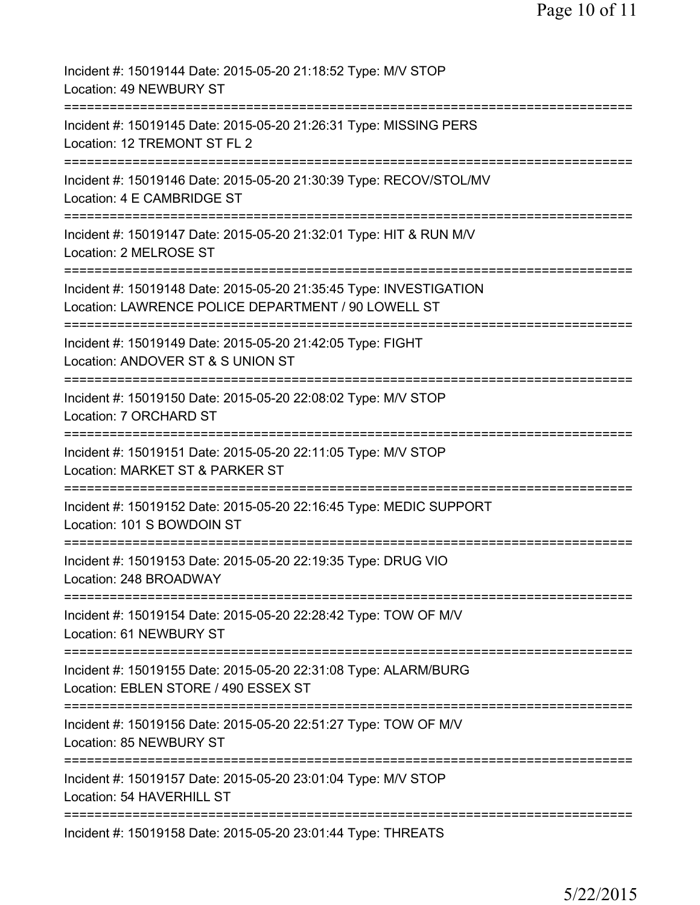Incident #: 15019144 Date: 2015-05-20 21:18:52 Type: M/V STOP
Location: 49 NEWBURY ST

===========================================================================

Incident #: 15019145 Date: 2015-05-20 21:26:31 Type: MISSING PERS
Location: 12 TREMONT ST FL 2

===========================================================================

Incident #: 15019146 Date: 2015-05-20 21:30:39 Type: RECOV/STOL/MV
Location: 4 E CAMBRIDGE ST

===========================================================================

Incident #: 15019147 Date: 2015-05-20 21:32:01 Type: HIT & RUN M/V
Location: 2 MELROSE ST

===========================================================================

Incident #: 15019148 Date: 2015-05-20 21:35:45 Type: INVESTIGATION
Location: LAWRENCE POLICE DEPARTMENT / 90 LOWELL ST

===========================================================================

Incident #: 15019149 Date: 2015-05-20 21:42:05 Type: FIGHT
Location: ANDOVER ST & S UNION ST

===========================================================================

Incident #: 15019150 Date: 2015-05-20 22:08:02 Type: M/V STOP
Location: 7 ORCHARD ST

===========================================================================

Incident #: 15019151 Date: 2015-05-20 22:11:05 Type: M/V STOP
Location: MARKET ST & PARKER ST

===========================================================================

Incident #: 15019152 Date: 2015-05-20 22:16:45 Type: MEDIC SUPPORT
Location: 101 S BOWDOIN ST

===========================================================================

Incident #: 15019153 Date: 2015-05-20 22:19:35 Type: DRUG VIO
Location: 248 BROADWAY

===========================================================================

Incident #: 15019154 Date: 2015-05-20 22:28:42 Type: TOW OF M/V
Location: 61 NEWBURY ST

===========================================================================

Incident #: 15019155 Date: 2015-05-20 22:31:08 Type: ALARM/BURG
Location: EBLEN STORE / 490 ESSEX ST

===========================================================================

Incident #: 15019156 Date: 2015-05-20 22:51:27 Type: TOW OF M/V
Location: 85 NEWBURY ST

===========================================================================

Incident #: 15019157 Date: 2015-05-20 23:01:04 Type: M/V STOP
Location: 54 HAVERHILL ST

===========================================================================

Incident #: 15019158 Date: 2015-05-20 23:01:44 Type: THREATS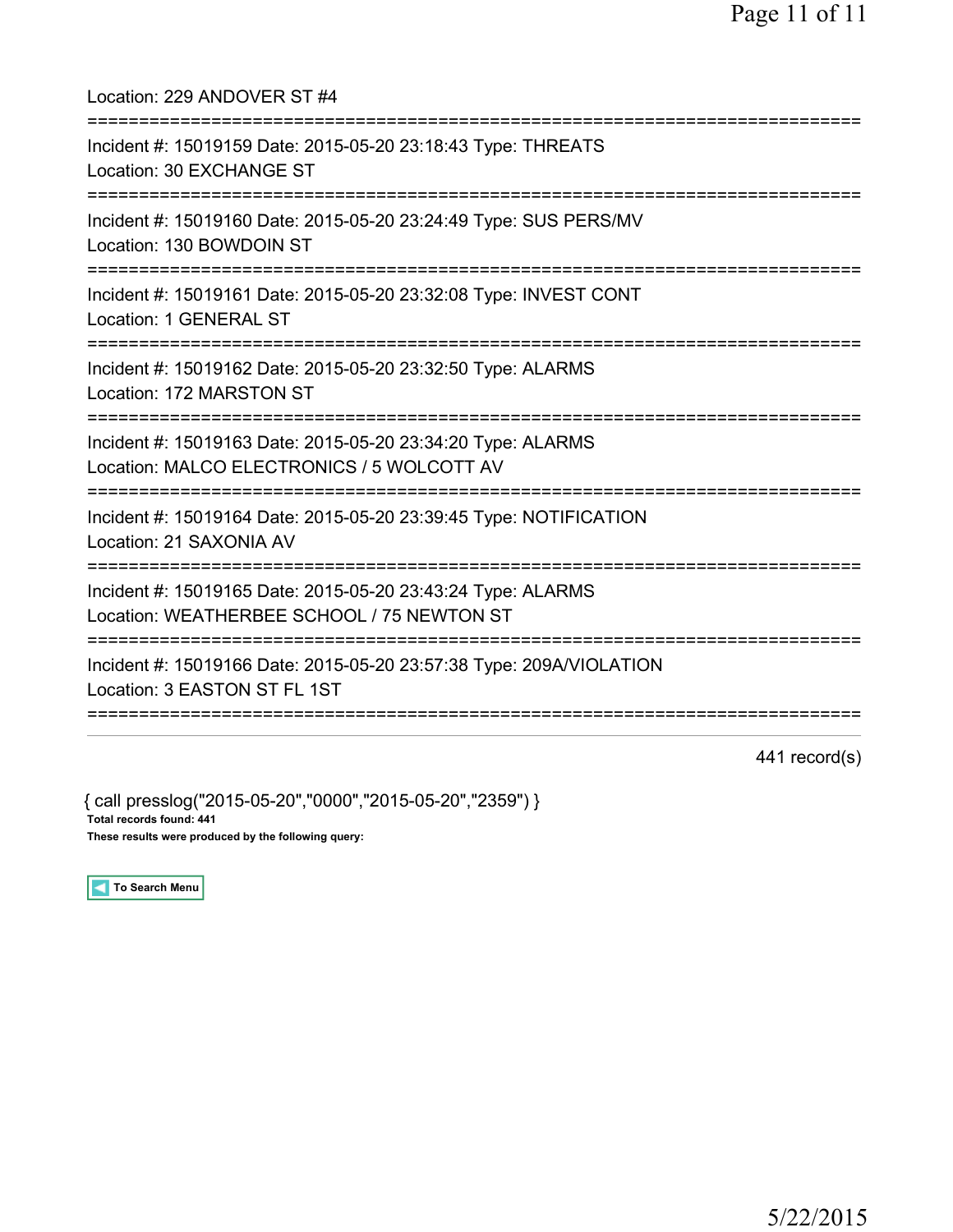Location: 229 ANDOVER ST #4

===========================================================================

Incident #: 15019159 Date: 2015-05-20 23:18:43 Type: THREATS
Location: 30 EXCHANGE ST

===========================================================================

Incident #: 15019160 Date: 2015-05-20 23:24:49 Type: SUS PERS/MV
Location: 130 BOWDOIN ST

===========================================================================

Incident #: 15019161 Date: 2015-05-20 23:32:08 Type: INVEST CONT
Location: 1 GENERAL ST

===========================================================================

Incident #: 15019162 Date: 2015-05-20 23:32:50 Type: ALARMS
Location: 172 MARSTON ST

===========================================================================

Incident #: 15019163 Date: 2015-05-20 23:34:20 Type: ALARMS
Location: MALCO ELECTRONICS / 5 WOLCOTT AV

===========================================================================

Incident #: 15019164 Date: 2015-05-20 23:39:45 Type: NOTIFICATION
Location: 21 SAXONIA AV

===========================================================================

Incident #: 15019165 Date: 2015-05-20 23:43:24 Type: ALARMS
Location: WEATHERBEE SCHOOL / 75 NEWTON ST

===========================================================================

Incident #: 15019166 Date: 2015-05-20 23:57:38 Type: 209A/VIOLATION
Location: 3 EASTON ST FL 1ST

===========================================================================

441 record(s)

{ call presslog("2015-05-20","0000","2015-05-20","2359") }

**Total records found: 441**

**These results were produced by the following query:**

To Search Menu